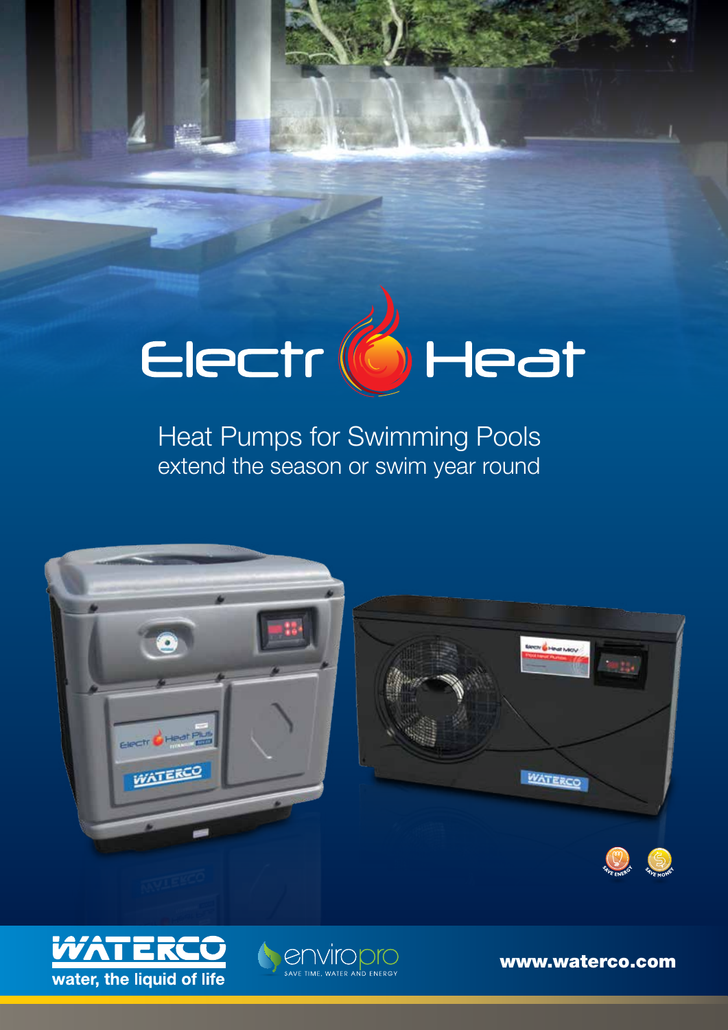# ElectroHeat

## Heat Pumps for Swimming Pools
extend the season or swim year round

SAVE ENERGY SAVE MONEY

WATERCO
water, the liquid of life

enviropro
SAVE TIME, WATER AND ENERGY

www.waterco.com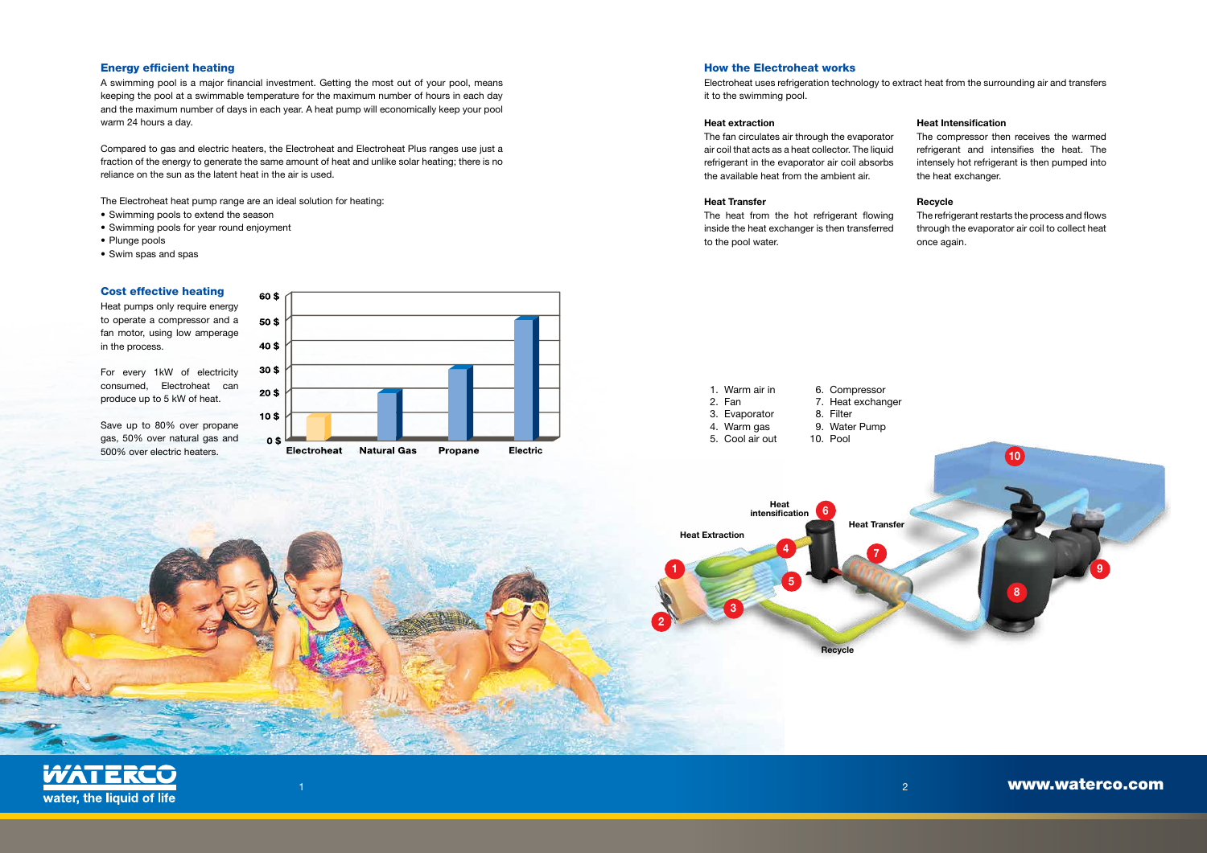## Energy efficient heating

A swimming pool is a major financial investment. Getting the most out of your pool, means keeping the pool at a swimmable temperature for the maximum number of hours in each day and the maximum number of days in each year. A heat pump will economically keep your pool warm 24 hours a day.

Compared to gas and electric heaters, the Electroheat and Electroheat Plus ranges use just a fraction of the energy to generate the same amount of heat and unlike solar heating; there is no reliance on the sun as the latent heat in the air is used.

The Electroheat heat pump range are an ideal solution for heating:

- Swimming pools to extend the season
- Swimming pools for year round enjoyment
- Plunge pools
- Swim spas and spas

## Cost effective heating

Heat pumps only require energy to operate a compressor and a fan motor, using low amperage in the process.

For every 1kW of electricity consumed, Electroheat can produce up to 5 kW of heat.

Save up to 80% over propane gas, 50% over natural gas and 500% over electric heaters.

60 $
50 $
40 $
30 $
20 $
10 $
0 $

Electroheat | Natural Gas | Propane | Electric

## How the Electroheat works

Electroheat uses refrigeration technology to extract heat from the surrounding air and transfers it to the swimming pool.

**Heat extraction**

The fan circulates air through the evaporator air coil that acts as a heat collector. The liquid refrigerant in the evaporator air coil absorbs the available heat from the ambient air.

**Heat Transfer**

The heat from the hot refrigerant flowing inside the heat exchanger is then transferred to the pool water.

**Heat Intensification**

The compressor then receives the warmed refrigerant and intensifies the heat. The intensely hot refrigerant is then pumped into the heat exchanger.

**Recycle**

The refrigerant restarts the process and flows through the evaporator air coil to collect heat once again.

1. Warm air in
2. Fan
3. Evaporator
4. Warm gas
5. Cool air out
6. Compressor
7. Heat exchanger
8. Filter
9. Water Pump
10. Pool

Heat Extraction — Heat intensification — Heat Transfer — Recycle

**WATERCO**
water, the liquid of life

www.waterco.com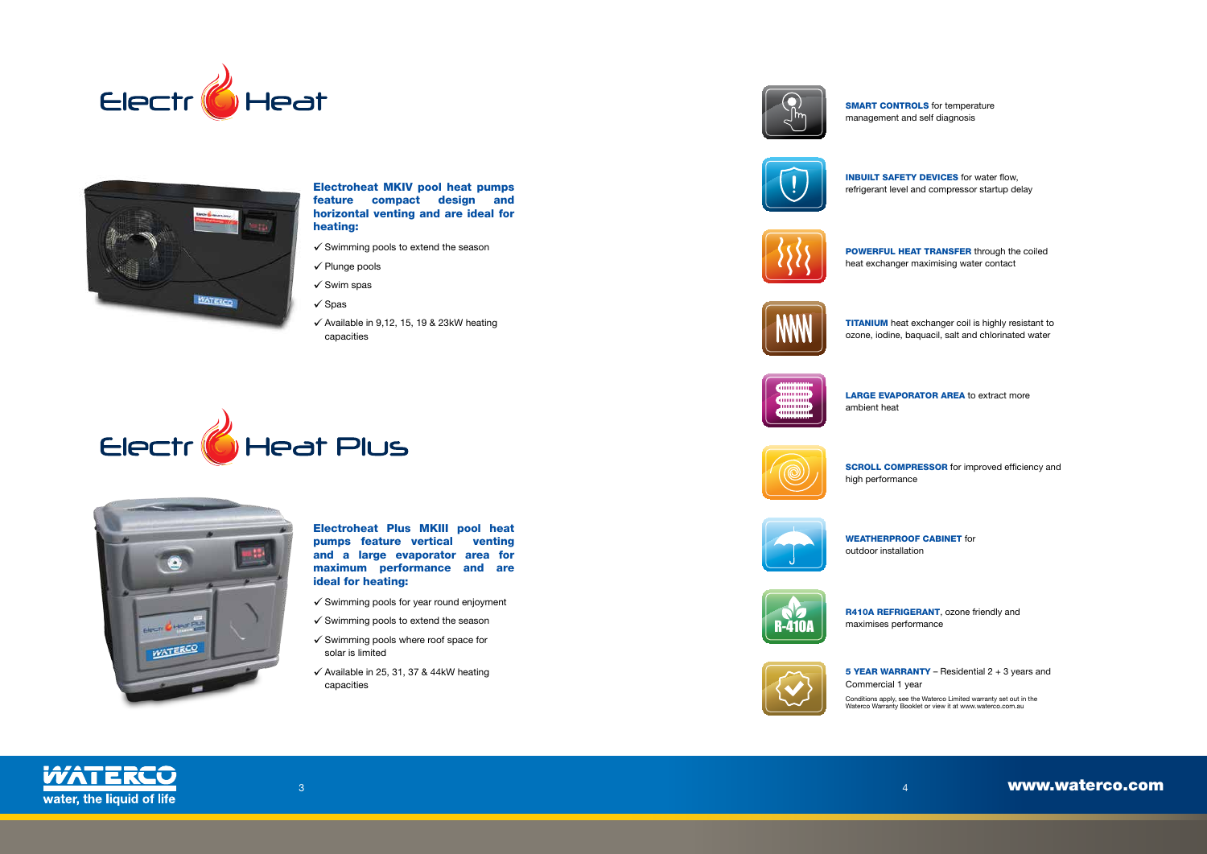# ElectroHeat

**Electroheat MKIV pool heat pumps feature compact design and horizontal venting and are ideal for heating:**

- ✓ Swimming pools to extend the season
- ✓ Plunge pools
- ✓ Swim spas
- ✓ Spas
- ✓ Available in 9,12, 15, 19 & 23kW heating capacities

# ElectroHeat Plus

**Electroheat Plus MKIII pool heat pumps feature vertical venting and a large evaporator area for maximum performance and are ideal for heating:**

- ✓ Swimming pools for year round enjoyment
- ✓ Swimming pools to extend the season
- ✓ Swimming pools where roof space for solar is limited
- ✓ Available in 25, 31, 37 & 44kW heating capacities

**SMART CONTROLS** for temperature management and self diagnosis

**INBUILT SAFETY DEVICES** for water flow, refrigerant level and compressor startup delay

**POWERFUL HEAT TRANSFER** through the coiled heat exchanger maximising water contact

**TITANIUM** heat exchanger coil is highly resistant to ozone, iodine, baquacil, salt and chlorinated water

**LARGE EVAPORATOR AREA** to extract more ambient heat

**SCROLL COMPRESSOR** for improved efficiency and high performance

**WEATHERPROOF CABINET** for outdoor installation

**R410A REFRIGERANT**, ozone friendly and maximises performance

**5 YEAR WARRANTY** – Residential 2 + 3 years and Commercial 1 year

Conditions apply, see the Waterco Limited warranty set out in the Waterco Warranty Booklet or view it at www.waterco.com.au

WATERCO water, the liquid of life

www.waterco.com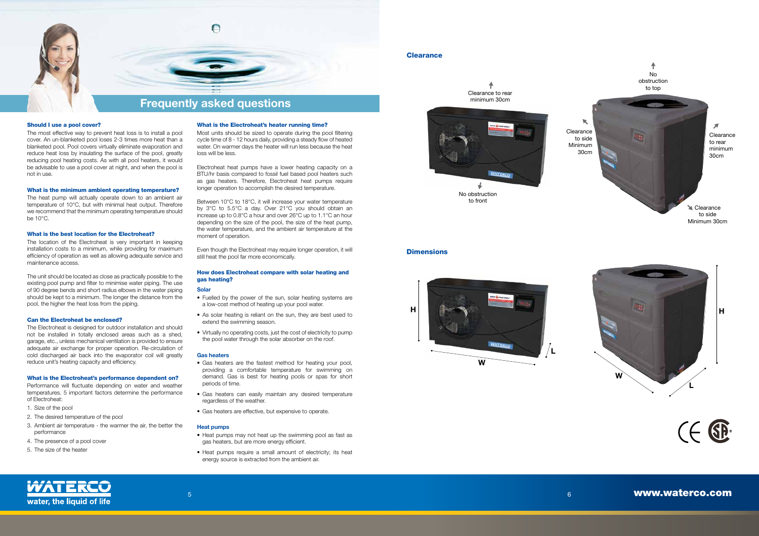# Frequently asked questions

### Should I use a pool cover?

The most effective way to prevent heat loss is to install a pool cover. An un-blanketed pool loses 2-3 times more heat than a blanketed pool. Pool covers virtually eliminate evaporation and reduce heat loss by insulating the surface of the pool, greatly reducing pool heating costs. As with all pool heaters, it would be advisable to use a pool cover at night, and when the pool is not in use.

### What is the minimum ambient operating temperature?

The heat pump will actually operate down to an ambient air temperature of 10°C, but with minimal heat output. Therefore we recommend that the minimum operating temperature should be 10°C.

### What is the best location for the Electroheat?

The location of the Electroheat is very important in keeping installation costs to a minimum, while providing for maximum efficiency of operation as well as allowing adequate service and maintenance access.

The unit should be located as close as practically possible to the existing pool pump and filter to minimise water piping. The use of 90 degree bends and short radius elbows in the water piping should be kept to a minimum. The longer the distance from the pool, the higher the heat loss from the piping.

### Can the Electroheat be enclosed?

The Electroheat is designed for outdoor installation and should not be installed in totally enclosed areas such as a shed, garage, etc., unless mechanical ventilation is provided to ensure adequate air exchange for proper operation. Re-circulation of cold discharged air back into the evaporator coil will greatly reduce unit's heating capacity and efficiency.

### What is the Electroheat's performance dependent on?

Performance will fluctuate depending on water and weather temperatures. 5 important factors determine the performance of Electroheat:

1. Size of the pool
2. The desired temperature of the pool
3. Ambient air temperature - the warmer the air, the better the performance
4. The presence of a pool cover
5. The size of the heater

### What is the Electroheat's heater running time?

Most units should be sized to operate during the pool filtering cycle time of 8 - 12 hours daily, providing a steady flow of heated water. On warmer days the heater will run less because the heat loss will be less.

Electroheat heat pumps have a lower heating capacity on a BTU/hr basis compared to fossil fuel based pool heaters such as gas heaters. Therefore, Electroheat heat pumps require longer operation to accomplish the desired temperature.

Between 10°C to 18°C, it will increase your water temperature by 3°C to 5.5°C a day. Over 21°C you should obtain an increase up to 0.8°C a hour and over 26°C up to 1.1°C an hour depending on the size of the pool, the size of the heat pump, the water temperature, and the ambient air temperature at the moment of operation.

Even though the Electroheat may require longer operation, it will still heat the pool far more economically.

### How does Electroheat compare with solar heating and gas heating?

**Solar**

- Fuelled by the power of the sun, solar heating systems are a low-cost method of heating up your pool water.
- As solar heating is reliant on the sun, they are best used to extend the swimming season.
- Virtually no operating costs, just the cost of electricity to pump the pool water through the solar absorber on the roof.

**Gas heaters**

- Gas heaters are the fastest method for heating your pool, providing a comfortable temperature for swimming on demand. Gas is best for heating pools or spas for short periods of time.
- Gas heaters can easily maintain any desired temperature regardless of the weather.
- Gas heaters are effective, but expensive to operate.

**Heat pumps**

- Heat pumps may not heat up the swimming pool as fast as gas heaters, but are more energy efficient.
- Heat pumps require a small amount of electricity; its heat energy source is extracted from the ambient air.

## Clearance

Clearance to rear minimum 30cm

No obstruction to front

No obstruction to top

Clearance to side Minimum 30cm

Clearance to rear minimum 30cm

Clearance to side Minimum 30cm

## Dimensions

H, W, L

water, the liquid of life

www.waterco.com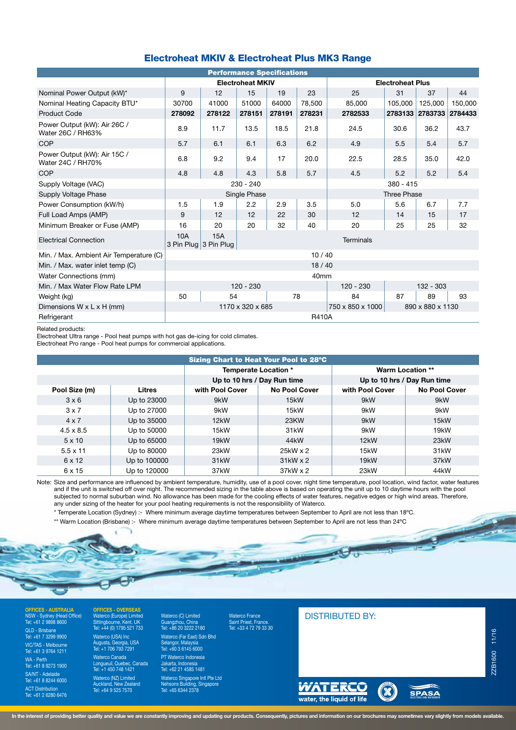## Electroheat MKIV & Electroheat Plus MK3 Range

| Performance Specifications | | | | | | | | | |
|---|---|---|---|---|---|---|---|---|---|
| | Electroheat MKIV | | | | | Electroheat Plus | | | |
| Nominal Power Output (kW)* | 9 | 12 | 15 | 19 | 23 | 25 | 31 | 37 | 44 |
| Nominal Heating Capacity BTU* | 30700 | 41000 | 51000 | 64000 | 78,500 | 85,000 | 105,000 | 125,000 | 150,000 |
| Product Code | **278092** | **278122** | **278151** | **278191** | **278231** | **2782533** | **2783133** | **2783733** | **2784433** |
| Power Output (kW): Air 26C / Water 26C / RH63% | 8.9 | 11.7 | 13.5 | 18.5 | 21.8 | 24.5 | 30.6 | 36.2 | 43.7 |
| COP | 5.7 | 6.1 | 6.1 | 6.3 | 6.2 | 4.9 | 5.5 | 5.4 | 5.7 |
| Power Output (kW): Air 15C / Water 24C / RH70% | 6.8 | 9.2 | 9.4 | 17 | 20.0 | 22.5 | 28.5 | 35.0 | 42.0 |
| COP | 4.8 | 4.8 | 4.3 | 5.8 | 5.7 | 4.5 | 5.2 | 5.2 | 5.4 |
| Supply Voltage (VAC) | 230 - 240 | | | | | 380 - 415 | | | |
| Supply Voltage Phase | Single Phase | | | | | Three Phase | | | |
| Power Consumption (kW/h) | 1.5 | 1.9 | 2.2 | 2.9 | 3.5 | 5.0 | 5.6 | 6.7 | 7.7 |
| Full Load Amps (AMP) | 9 | 12 | 12 | 22 | 30 | 12 | 14 | 15 | 17 |
| Minimum Breaker or Fuse (AMP) | 16 | 20 | 20 | 32 | 40 | 20 | 25 | 25 | 32 |
| Electrical Connection | 10A 3 Pin Plug | 15A 3 Pin Plug | Terminals | | | | | | |
| Min. / Max. Ambient Air Temperature (C) | 10 / 40 | | | | | | | | |
| Min. / Max. water inlet temp (C) | 18 / 40 | | | | | | | | |
| Water Connections (mm) | 40mm | | | | | | | | |
| Min. / Max Water Flow Rate LPM | 120 - 230 | | | | | 120 - 230 | 132 - 303 | | |
| Weight (kg) | 50 | 54 | | 78 | | 84 | 87 | 89 | 93 |
| Dimensions W x L x H (mm) | 1170 x 320 x 685 | | | | | 750 x 850 x 1000 | 890 x 880 x 1130 | | |
| Refrigerant | R410A | | | | | | | | |

Related products:
Electroheat Ultra range - Pool heat pumps with hot gas de-icing for cold climates.
Electroheat Pro range - Pool heat pumps for commercial applications.

| Sizing Chart to Heat Your Pool to 28°C | | | | | |
|---|---|---|---|---|---|
| | | Temperate Location * | | Warm Location ** | |
| | | Up to 10 hrs / Day Run time | | Up to 10 hrs / Day Run time | |
| Pool Size (m) | Litres | with Pool Cover | No Pool Cover | with Pool Cover | No Pool Cover |
| 3 x 6 | Up to 23000 | 9kW | 15kW | 9kW | 9kW |
| 3 x 7 | Up to 27000 | 9kW | 15kW | 9kW | 9kW |
| 4 x 7 | Up to 35000 | 12kW | 23KW | 9kW | 15kW |
| 4.5 x 8.5 | Up to 50000 | 15kW | 31kW | 9kW | 19kW |
| 5 x 10 | Up to 65000 | 19kW | 44kW | 12kW | 23kW |
| 5.5 x 11 | Up to 80000 | 23kW | 25kW x 2 | 15kW | 31kW |
| 6 x 12 | Up to 100000 | 31kW | 31kW x 2 | 19kW | 37kW |
| 6 x 15 | Up to 120000 | 37kW | 37kW x 2 | 23kW | 44kW |

Note: Size and performance are influenced by ambient temperature, humidity, use of a pool cover, night time temperature, pool location, wind factor, water features and if the unit is switched off over night. The recommended sizing in the table above is based on operating the unit up to 10 daytime hours with the pool subjected to normal suburban wind. No allowance has been made for the cooling effects of water features, negative edges or high wind areas. Therefore, any under sizing of the heater for your pool heating requirements is not the responsibility of Waterco.

\* Temperate Location (Sydney) :- Where minimum average daytime temperatures between September to April are not less than 18ºC.

\*\* Warm Location (Brisbane) :- Where minimum average daytime temperatures between September to April are not less than 24ºC

**OFFICES - AUSTRALIA**
NSW - Sydney (Head Office) Tel: +61 2 9898 8600
QLD - Brisbane Tel: +61 7 3299 9900
VIC/TAS - Melbourne Tel: +61 3 9764 1211
WA - Perth Tel: +61 8 9273 1900
SA/NT - Adelaide Tel: +61 8 8244 6000
ACT Distribution Tel: +61 2 6280 6476

**OFFICES - OVERSEAS**
Waterco (Europe) Limited Sittingbourne, Kent. UK Tel: +44 (0) 1795 521 733
Waterco (USA) Inc Augusta, Georgia, USA Tel: +1 706 793 7291
Waterco Canada Longueuil, Quebec, Canada Tel: +1 450 748 1421
Waterco (NZ) Limited Auckland, New Zealand Tel: +64 9 525 7570
Waterco (C) Limited Guangzhou, China Tel: +86 20 3222 2180
Waterco (Far East) Sdn Bhd Selangor, Malaysia Tel: +60 3 6145 6000
PT Waterco Indonesia Jakarta, Indonesia Tel: +62 21 4585 1481
Waterco Singapore Intl Pte Ltd Nehsons Building, Singapore Tel: +65 6344 2378
Waterco France Saint Priest, France. Tel: +33 4 72 79 33 30

DISTRIBUTED BY:

WATERCO water, the liquid of life

SPASA AUSTRALIAN MEMBER

ZZB1600 11/16

In the interest of providing better quality and value we are constantly improving and updating our products. Consequently, pictures and information on our brochures may sometimes vary slightly from models available.